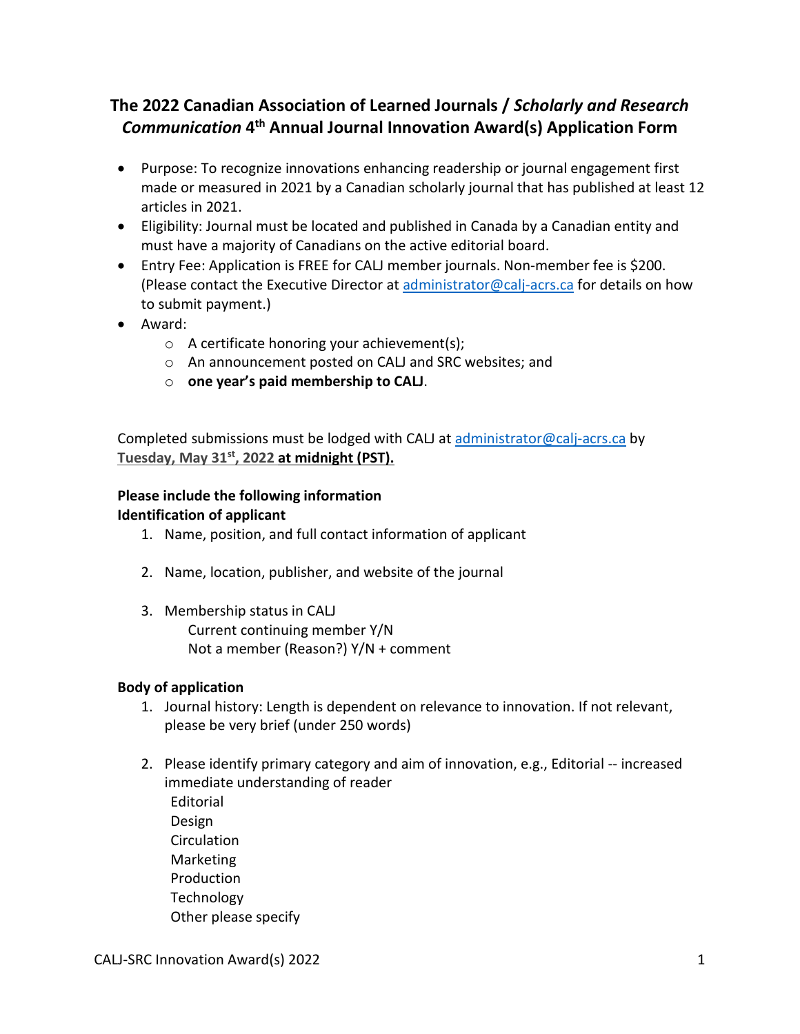# The 2022 Canadian Association of Learned Journals / *Scholarly and Research Communication* 4th Annual Journal Innovation Award(s) Application Form

- Purpose: To recognize innovations enhancing readership or journal engagement first made or measured in 2021 by a Canadian scholarly journal that has published at least 12 articles in 2021.
- Eligibility: Journal must be located and published in Canada by a Canadian entity and must have a majority of Canadians on the active editorial board.
- Entry Fee: Application is FREE for CALJ member journals. Non-member fee is $200. (Please contact the Executive Director at administrator@calj-acrs.ca for details on how to submit payment.)
- Award:
  - A certificate honoring your achievement(s);
  - An announcement posted on CALJ and SRC websites; and
  - **one year's paid membership to CALJ**.

Completed submissions must be lodged with CALJ at administrator@calj-acrs.ca by **Tuesday, May 31st, 2022 at midnight (PST).**

**Please include the following information**
**Identification of applicant**

1. Name, position, and full contact information of applicant

2. Name, location, publisher, and website of the journal

3. Membership status in CALJ
   Current continuing member Y/N
   Not a member (Reason?) Y/N + comment

**Body of application**

1. Journal history: Length is dependent on relevance to innovation. If not relevant, please be very brief (under 250 words)

2. Please identify primary category and aim of innovation, e.g., Editorial -- increased immediate understanding of reader
   Editorial
   Design
   Circulation
   Marketing
   Production
   Technology
   Other please specify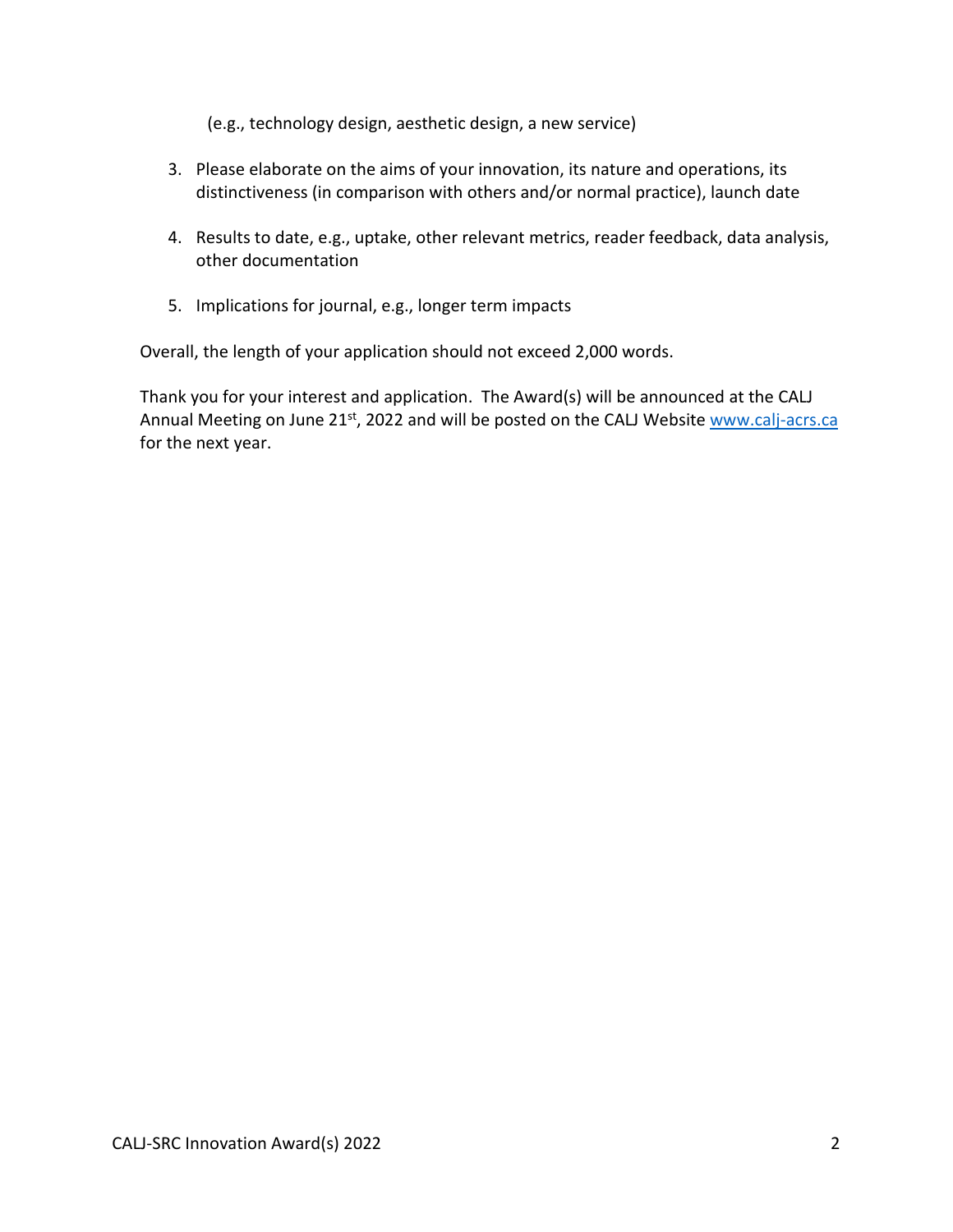(e.g., technology design, aesthetic design, a new service)

3. Please elaborate on the aims of your innovation, its nature and operations, its distinctiveness (in comparison with others and/or normal practice), launch date

4. Results to date, e.g., uptake, other relevant metrics, reader feedback, data analysis, other documentation

5. Implications for journal, e.g., longer term impacts

Overall, the length of your application should not exceed 2,000 words.

Thank you for your interest and application. The Award(s) will be announced at the CALJ Annual Meeting on June 21st, 2022 and will be posted on the CALJ Website www.calj-acrs.ca for the next year.